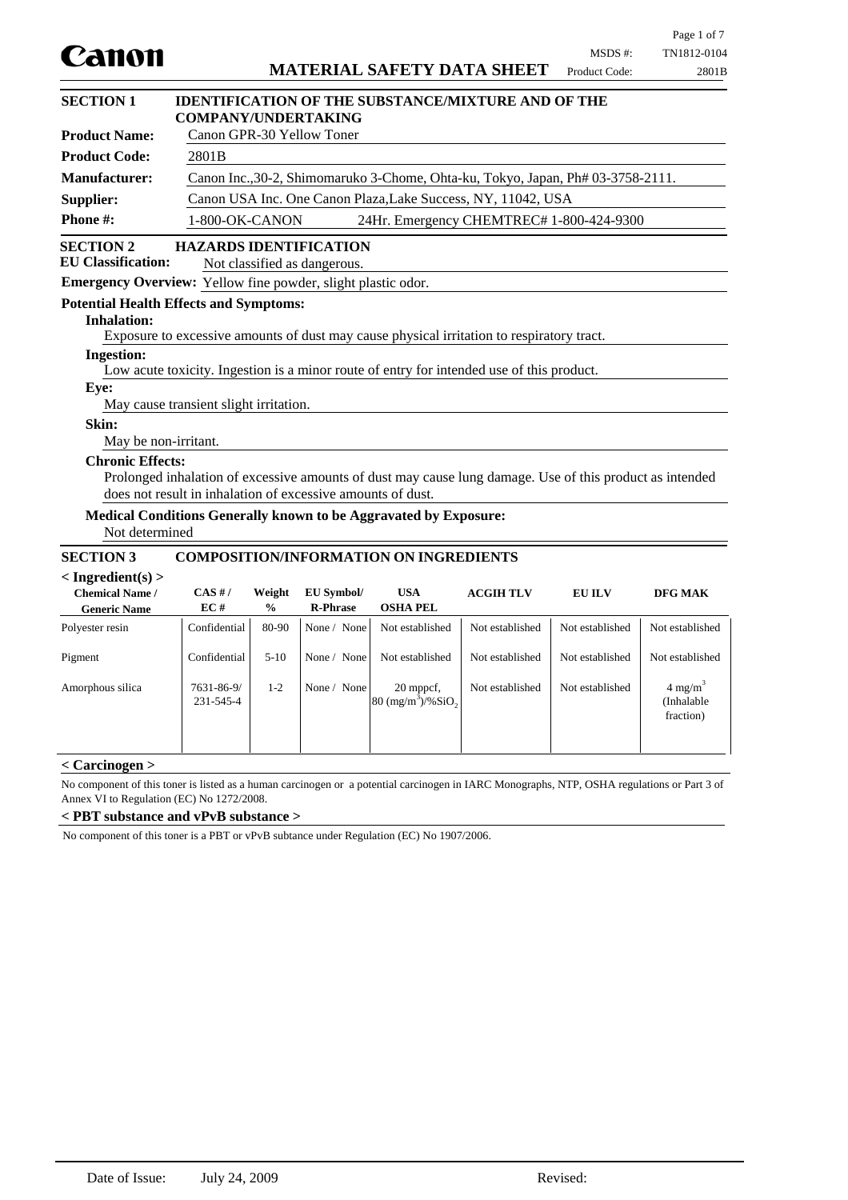# Canon

## MATERIAL SAFETY DATA SHEET

MSDS #: TN1812-0104
Product Code: 2801B

## SECTION 1 IDENTIFICATION OF THE SUBSTANCE/MIXTURE AND OF THE COMPANY/UNDERTAKING

**Product Name:** Canon GPR-30 Yellow Toner

**Product Code:** 2801B

**Manufacturer:** Canon Inc.,30-2, Shimomaruko 3-Chome, Ohta-ku, Tokyo, Japan, Ph# 03-3758-2111.

**Supplier:** Canon USA Inc. One Canon Plaza,Lake Success, NY, 11042, USA

**Phone #:** 1-800-OK-CANON 24Hr. Emergency CHEMTREC# 1-800-424-9300

## SECTION 2 HAZARDS IDENTIFICATION

**EU Classification:** Not classified as dangerous.

**Emergency Overview:** Yellow fine powder, slight plastic odor.

**Potential Health Effects and Symptoms:**

**Inhalation:**
Exposure to excessive amounts of dust may cause physical irritation to respiratory tract.

**Ingestion:**
Low acute toxicity. Ingestion is a minor route of entry for intended use of this product.

**Eye:**
May cause transient slight irritation.

**Skin:**
May be non-irritant.

**Chronic Effects:**
Prolonged inhalation of excessive amounts of dust may cause lung damage. Use of this product as intended does not result in inhalation of excessive amounts of dust.

**Medical Conditions Generally known to be Aggravated by Exposure:**
Not determined

## SECTION 3 COMPOSITION/INFORMATION ON INGREDIENTS

**< Ingredient(s) >**

| Chemical Name / Generic Name | CAS # / EC # | Weight % | EU Symbol/ R-Phrase | USA OSHA PEL | ACGIH TLV | EU ILV | DFG MAK |
|---|---|---|---|---|---|---|---|
| Polyester resin | Confidential | 80-90 | None / None | Not established | Not established | Not established | Not established |
| Pigment | Confidential | 5-10 | None / None | Not established | Not established | Not established | Not established |
| Amorphous silica | 7631-86-9/ 231-545-4 | 1-2 | None / None | 20 mppcf, 80 $(mg/m^3)/\%SiO_2$ | Not established | Not established | 4 $mg/m^3$ (Inhalable fraction) |

**< Carcinogen >**

No component of this toner is listed as a human carcinogen or a potential carcinogen in IARC Monographs, NTP, OSHA regulations or Part 3 of Annex VI to Regulation (EC) No 1272/2008.

**< PBT substance and vPvB substance >**

No component of this toner is a PBT or vPvB subtance under Regulation (EC) No 1907/2006.

Date of Issue: July 24, 2009 Revised: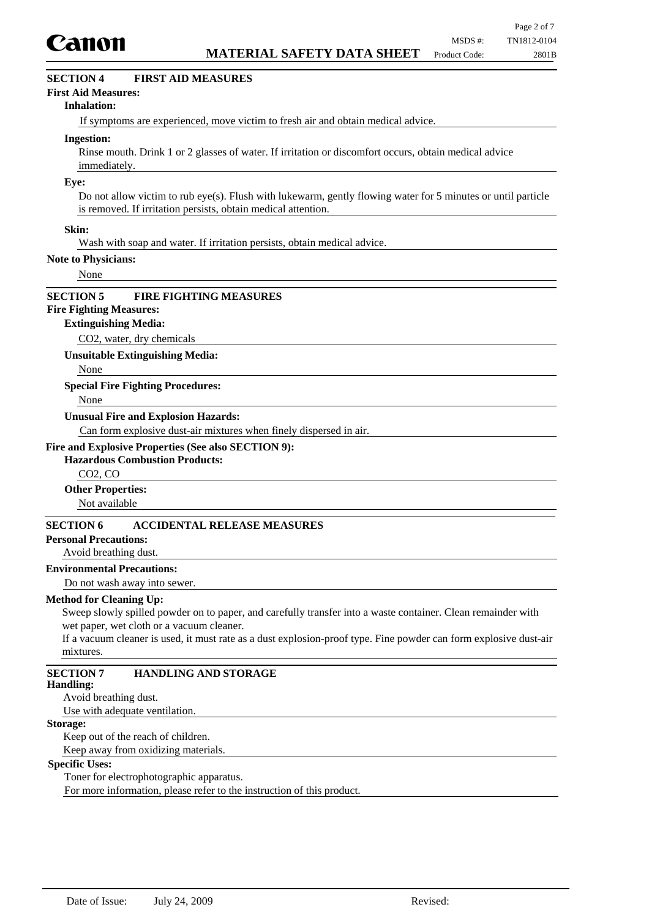## SECTION 4 FIRST AID MEASURES

**First Aid Measures:**

**Inhalation:**

If symptoms are experienced, move victim to fresh air and obtain medical advice.

**Ingestion:**

Rinse mouth. Drink 1 or 2 glasses of water. If irritation or discomfort occurs, obtain medical advice immediately.

**Eye:**

Do not allow victim to rub eye(s). Flush with lukewarm, gently flowing water for 5 minutes or until particle is removed. If irritation persists, obtain medical attention.

**Skin:**

Wash with soap and water. If irritation persists, obtain medical advice.

**Note to Physicians:**

None

## SECTION 5 FIRE FIGHTING MEASURES

**Fire Fighting Measures:**

**Extinguishing Media:**

$CO_2$, water, dry chemicals

**Unsuitable Extinguishing Media:**

None

**Special Fire Fighting Procedures:**

None

**Unusual Fire and Explosion Hazards:**

Can form explosive dust-air mixtures when finely dispersed in air.

**Fire and Explosive Properties (See also SECTION 9):**

**Hazardous Combustion Products:**

$CO_2$, CO

**Other Properties:**

Not available

## SECTION 6 ACCIDENTAL RELEASE MEASURES

**Personal Precautions:**

Avoid breathing dust.

**Environmental Precautions:**

Do not wash away into sewer.

**Method for Cleaning Up:**

Sweep slowly spilled powder on to paper, and carefully transfer into a waste container. Clean remainder with wet paper, wet cloth or a vacuum cleaner.

If a vacuum cleaner is used, it must rate as a dust explosion-proof type. Fine powder can form explosive dust-air mixtures.

## SECTION 7 HANDLING AND STORAGE

**Handling:**

Avoid breathing dust.

Use with adequate ventilation.

**Storage:**

Keep out of the reach of children.

Keep away from oxidizing materials.

**Specific Uses:**

Toner for electrophotographic apparatus.

For more information, please refer to the instruction of this product.

Date of Issue: July 24, 2009 Revised: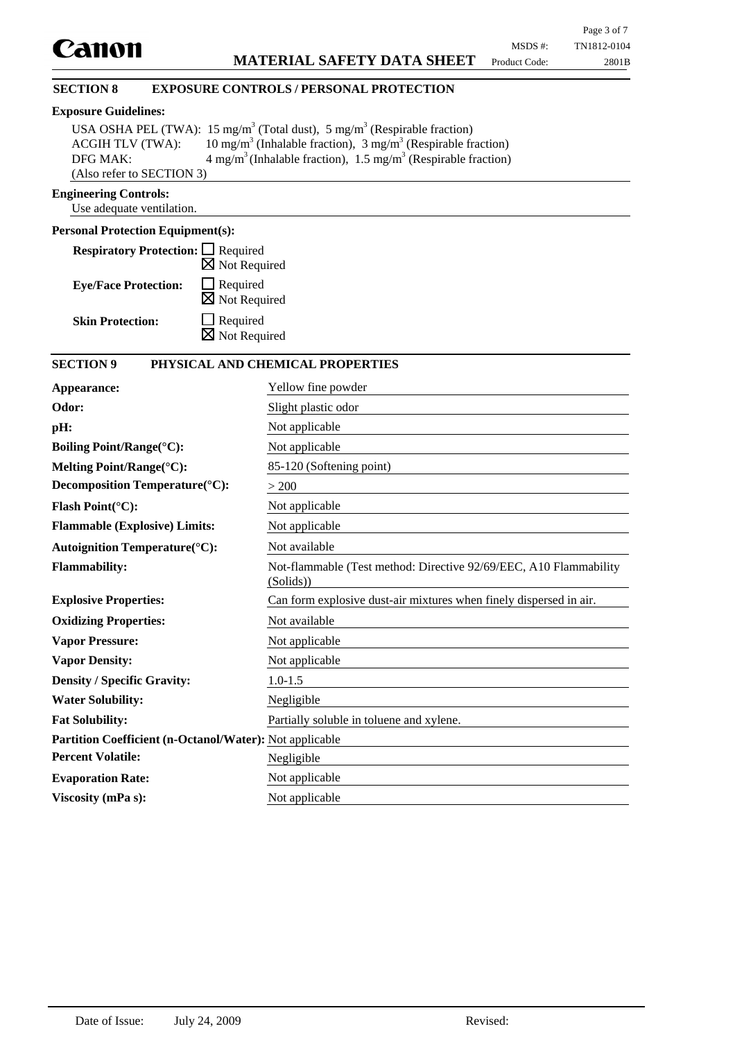## SECTION 8 EXPOSURE CONTROLS / PERSONAL PROTECTION

**Exposure Guidelines:**

USA OSHA PEL (TWA): 15 mg/m$^3$ (Total dust), 5 mg/m$^3$ (Respirable fraction)
ACGIH TLV (TWA): 10 mg/m$^3$ (Inhalable fraction), 3 mg/m$^3$ (Respirable fraction)
DFG MAK: 4 mg/m$^3$ (Inhalable fraction), 1.5 mg/m$^3$ (Respirable fraction)
(Also refer to SECTION 3)

**Engineering Controls:**

Use adequate ventilation.

**Personal Protection Equipment(s):**

**Respiratory Protection:** ☐ Required ☒ Not Required

**Eye/Face Protection:** ☐ Required ☒ Not Required

**Skin Protection:** ☐ Required ☒ Not Required

## SECTION 9 PHYSICAL AND CHEMICAL PROPERTIES

| | |
|---|---|
| **Appearance:** | Yellow fine powder |
| **Odor:** | Slight plastic odor |
| **pH:** | Not applicable |
| **Boiling Point/Range(°C):** | Not applicable |
| **Melting Point/Range(°C):** | 85-120 (Softening point) |
| **Decomposition Temperature(°C):** | > 200 |
| **Flash Point(°C):** | Not applicable |
| **Flammable (Explosive) Limits:** | Not applicable |
| **Autoignition Temperature(°C):** | Not available |
| **Flammability:** | Not-flammable (Test method: Directive 92/69/EEC, A10 Flammability (Solids)) |
| **Explosive Properties:** | Can form explosive dust-air mixtures when finely dispersed in air. |
| **Oxidizing Properties:** | Not available |
| **Vapor Pressure:** | Not applicable |
| **Vapor Density:** | Not applicable |
| **Density / Specific Gravity:** | 1.0-1.5 |
| **Water Solubility:** | Negligible |
| **Fat Solubility:** | Partially soluble in toluene and xylene. |
| **Partition Coefficient (n-Octanol/Water):** | Not applicable |
| **Percent Volatile:** | Negligible |
| **Evaporation Rate:** | Not applicable |
| **Viscosity (mPa s):** | Not applicable |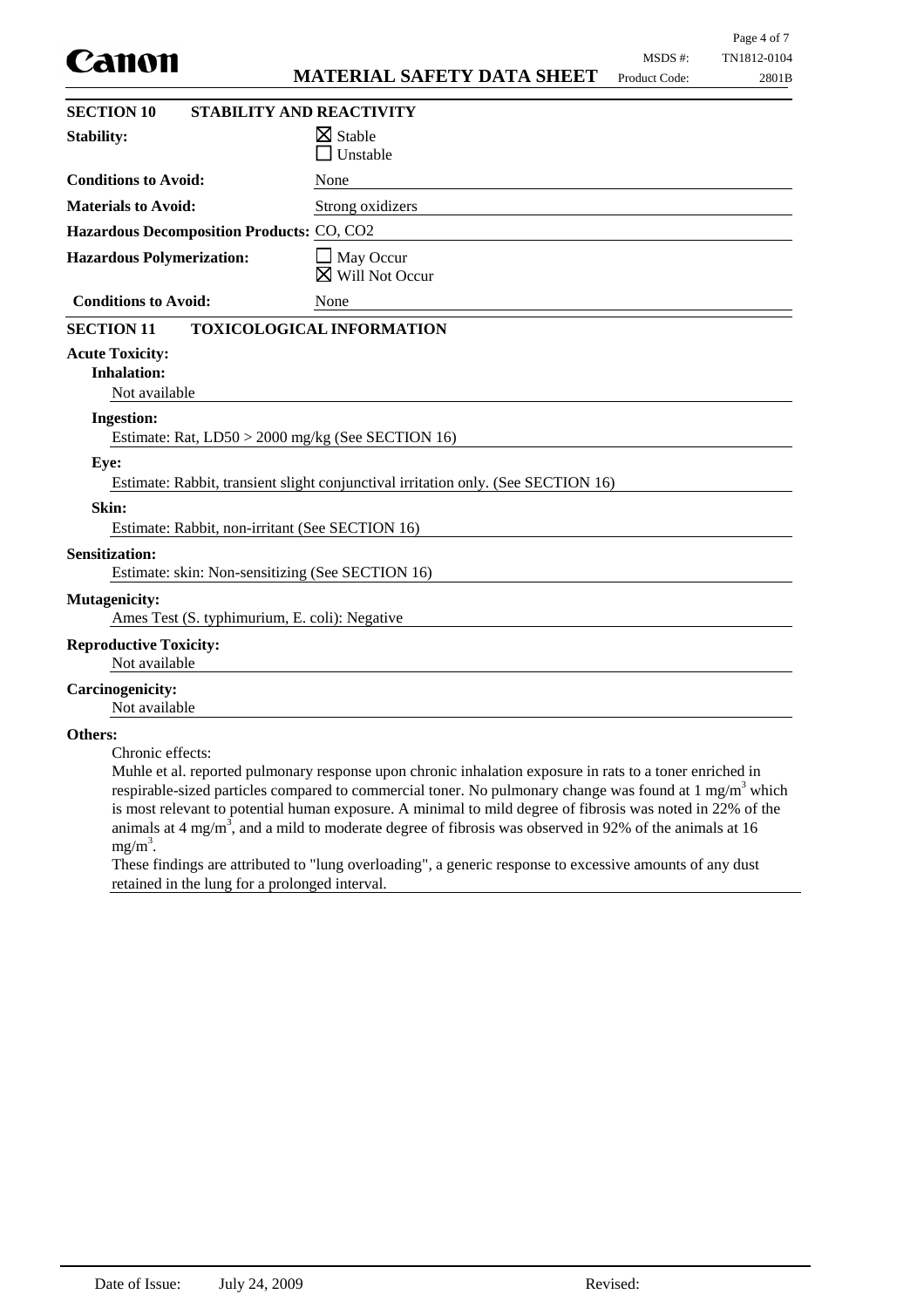## SECTION 10 STABILITY AND REACTIVITY

**Stability:** ☒ Stable ☐ Unstable

**Conditions to Avoid:** None

**Materials to Avoid:** Strong oxidizers

**Hazardous Decomposition Products:** $CO$, $CO_2$

**Hazardous Polymerization:** ☐ May Occur ☒ Will Not Occur

**Conditions to Avoid:** None

## SECTION 11 TOXICOLOGICAL INFORMATION

**Acute Toxicity:**

**Inhalation:**
Not available

**Ingestion:**
Estimate: Rat, LD50 > 2000 mg/kg (See SECTION 16)

**Eye:**
Estimate: Rabbit, transient slight conjunctival irritation only. (See SECTION 16)

**Skin:**
Estimate: Rabbit, non-irritant (See SECTION 16)

**Sensitization:**
Estimate: skin: Non-sensitizing (See SECTION 16)

**Mutagenicity:**
Ames Test (S. typhimurium, E. coli): Negative

**Reproductive Toxicity:**
Not available

**Carcinogenicity:**
Not available

**Others:**

Chronic effects:

Muhle et al. reported pulmonary response upon chronic inhalation exposure in rats to a toner enriched in respirable-sized particles compared to commercial toner. No pulmonary change was found at 1 $mg/m^3$ which is most relevant to potential human exposure. A minimal to mild degree of fibrosis was noted in 22% of the animals at 4 $mg/m^3$, and a mild to moderate degree of fibrosis was observed in 92% of the animals at 16 $mg/m^3$.

These findings are attributed to "lung overloading", a generic response to excessive amounts of any dust retained in the lung for a prolonged interval.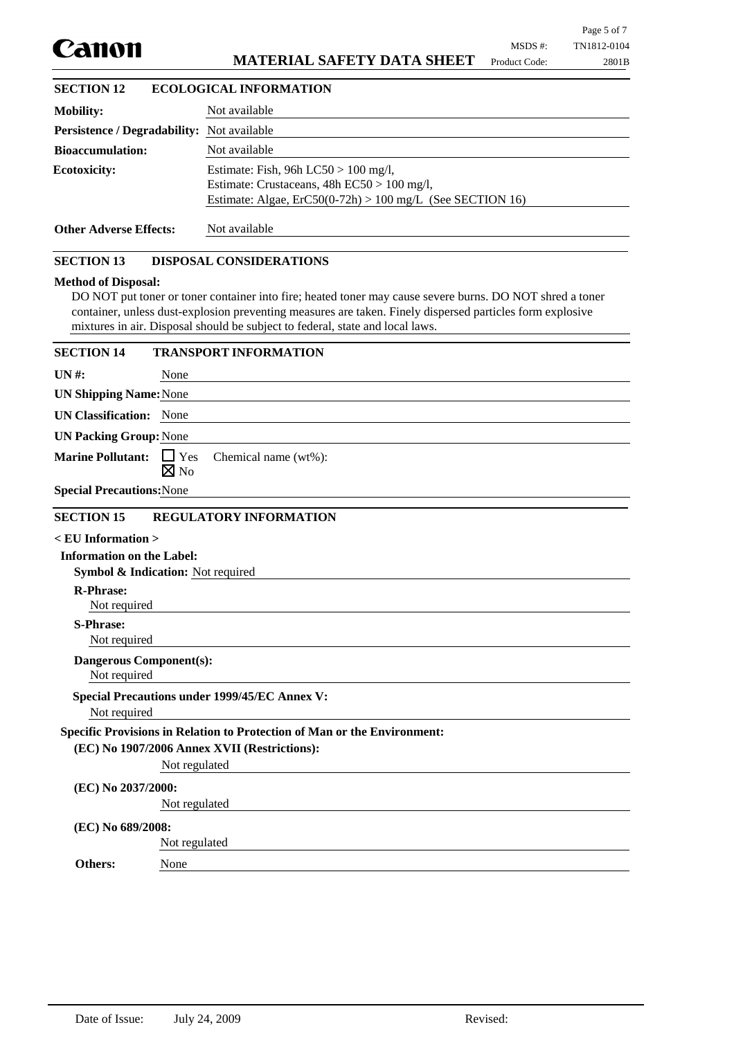## SECTION 12 ECOLOGICAL INFORMATION

**Mobility:** Not available

**Persistence / Degradability:** Not available

**Bioaccumulation:** Not available

**Ecotoxicity:** Estimate: Fish, 96h LC50 > 100 mg/l,
Estimate: Crustaceans, 48h EC50 > 100 mg/l,
Estimate: Algae, ErC50(0-72h) > 100 mg/L (See SECTION 16)

**Other Adverse Effects:** Not available

## SECTION 13 DISPOSAL CONSIDERATIONS

**Method of Disposal:**

DO NOT put toner or toner container into fire; heated toner may cause severe burns. DO NOT shred a toner container, unless dust-explosion preventing measures are taken. Finely dispersed particles form explosive mixtures in air. Disposal should be subject to federal, state and local laws.

## SECTION 14 TRANSPORT INFORMATION

**UN #:** None

**UN Shipping Name:** None

**UN Classification:** None

**UN Packing Group:** None

**Marine Pollutant:** ☐ Yes ☒ No Chemical name (wt%):

**Special Precautions:** None

## SECTION 15 REGULATORY INFORMATION

**< EU Information >**

**Information on the Label:**

**Symbol & Indication:** Not required

**R-Phrase:**
Not required

**S-Phrase:**
Not required

**Dangerous Component(s):**
Not required

**Special Precautions under 1999/45/EC Annex V:**
Not required

**Specific Provisions in Relation to Protection of Man or the Environment:**

**(EC) No 1907/2006 Annex XVII (Restrictions):**
Not regulated

**(EC) No 2037/2000:**
Not regulated

**(EC) No 689/2008:**
Not regulated

**Others:** None

Date of Issue: July 24, 2009 Revised: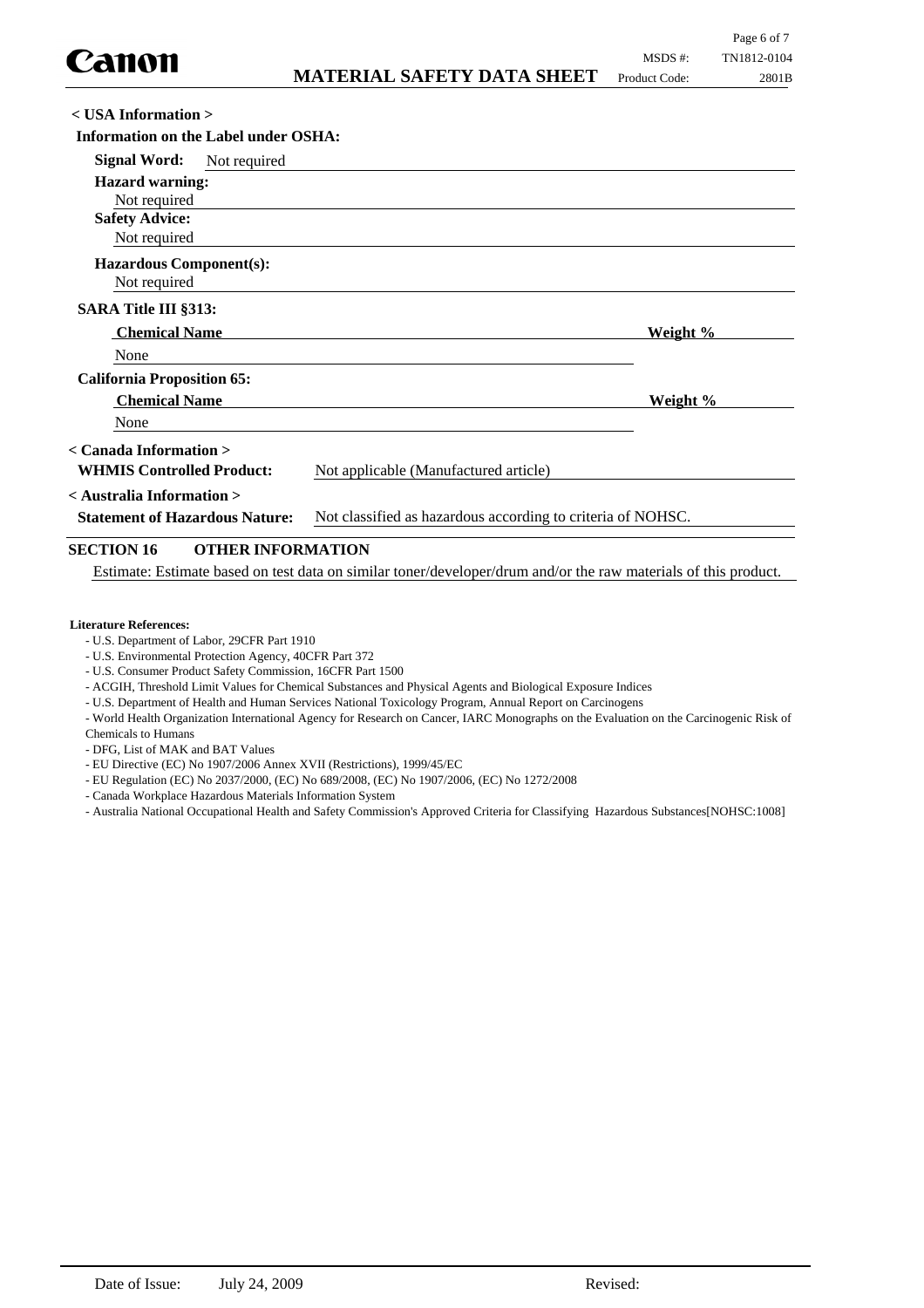**< USA Information >**

**Information on the Label under OSHA:**

**Signal Word:** Not required

**Hazard warning:**
Not required

**Safety Advice:**
Not required

**Hazardous Component(s):**
Not required

**SARA Title III §313:**

| Chemical Name | Weight % |
|---|---|
| None | |

**California Proposition 65:**

| Chemical Name | Weight % |
|---|---|
| None | |

**< Canada Information >**

**WHMIS Controlled Product:** Not applicable (Manufactured article)

**< Australia Information >**

**Statement of Hazardous Nature:** Not classified as hazardous according to criteria of NOHSC.

## SECTION 16 OTHER INFORMATION

Estimate: Estimate based on test data on similar toner/developer/drum and/or the raw materials of this product.

**Literature References:**

- U.S. Department of Labor, 29CFR Part 1910
- U.S. Environmental Protection Agency, 40CFR Part 372
- U.S. Consumer Product Safety Commission, 16CFR Part 1500
- ACGIH, Threshold Limit Values for Chemical Substances and Physical Agents and Biological Exposure Indices
- U.S. Department of Health and Human Services National Toxicology Program, Annual Report on Carcinogens
- World Health Organization International Agency for Research on Cancer, IARC Monographs on the Evaluation on the Carcinogenic Risk of Chemicals to Humans
- DFG, List of MAK and BAT Values
- EU Directive (EC) No 1907/2006 Annex XVII (Restrictions), 1999/45/EC
- EU Regulation (EC) No 2037/2000, (EC) No 689/2008, (EC) No 1907/2006, (EC) No 1272/2008
- Canada Workplace Hazardous Materials Information System
- Australia National Occupational Health and Safety Commission's Approved Criteria for Classifying Hazardous Substances[NOHSC:1008]

Date of Issue: July 24, 2009 Revised: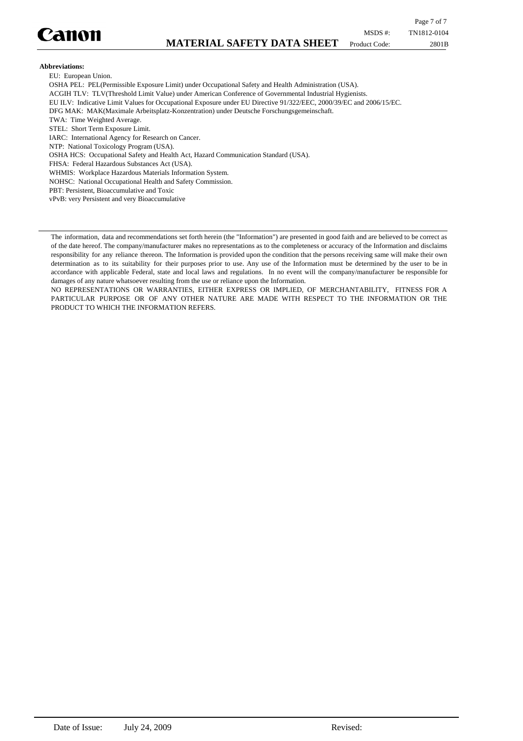**Abbreviations:**

EU: European Union.
OSHA PEL: PEL(Permissible Exposure Limit) under Occupational Safety and Health Administration (USA).
ACGIH TLV: TLV(Threshold Limit Value) under American Conference of Governmental Industrial Hygienists.
EU ILV: Indicative Limit Values for Occupational Exposure under EU Directive 91/322/EEC, 2000/39/EC and 2006/15/EC.
DFG MAK: MAK(Maximale Arbeitsplatz-Konzentration) under Deutsche Forschungsgemeinschaft.
TWA: Time Weighted Average.
STEL: Short Term Exposure Limit.
IARC: International Agency for Research on Cancer.
NTP: National Toxicology Program (USA).
OSHA HCS: Occupational Safety and Health Act, Hazard Communication Standard (USA).
FHSA: Federal Hazardous Substances Act (USA).
WHMIS: Workplace Hazardous Materials Information System.
NOHSC: National Occupational Health and Safety Commission.
PBT: Persistent, Bioaccumulative and Toxic
vPvB: very Persistent and very Bioaccumulative

---

The information, data and recommendations set forth herein (the "Information") are presented in good faith and are believed to be correct as of the date hereof. The company/manufacturer makes no representations as to the completeness or accuracy of the Information and disclaims responsibility for any reliance thereon. The Information is provided upon the condition that the persons receiving same will make their own determination as to its suitability for their purposes prior to use. Any use of the Information must be determined by the user to be in accordance with applicable Federal, state and local laws and regulations. In no event will the company/manufacturer be responsible for damages of any nature whatsoever resulting from the use or reliance upon the Information.

NO REPRESENTATIONS OR WARRANTIES, EITHER EXPRESS OR IMPLIED, OF MERCHANTABILITY, FITNESS FOR A PARTICULAR PURPOSE OR OF ANY OTHER NATURE ARE MADE WITH RESPECT TO THE INFORMATION OR THE PRODUCT TO WHICH THE INFORMATION REFERS.